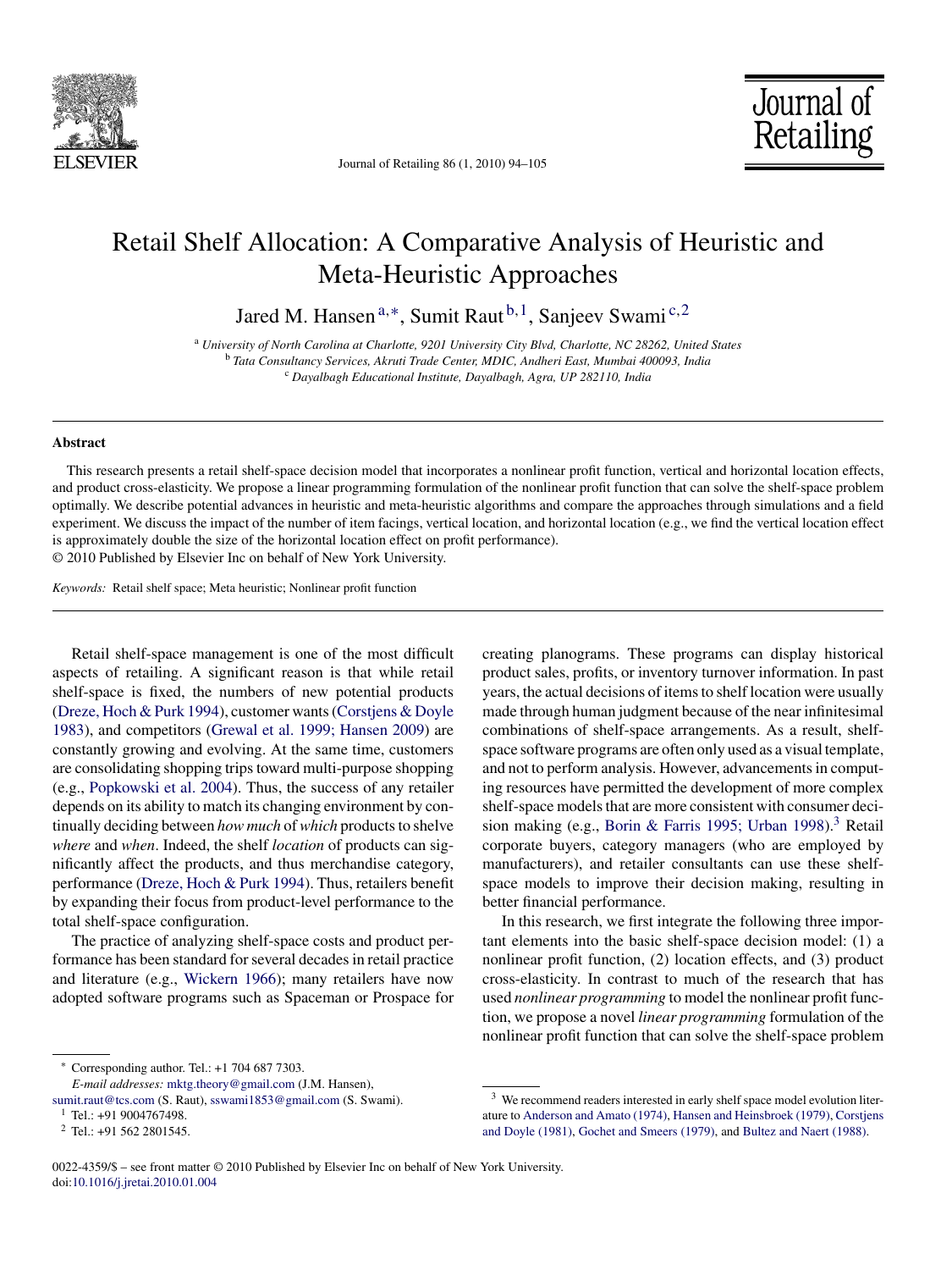# Retail Shelf Allocation: A Comparative Analysis of Heuristic and Meta-Heuristic Approaches

Jared M. Hansen[a,*], Sumit Raut[b,1], Sanjeev Swami[c,2]

[a] University of North Carolina at Charlotte, 9201 University City Blvd, Charlotte, NC 28262, United States
[b] Tata Consultancy Services, Akruti Trade Center, MDIC, Andheri East, Mumbai 400093, India
[c] Dayalbagh Educational Institute, Dayalbagh, Agra, UP 282110, India

## Abstract

This research presents a retail shelf-space decision model that incorporates a nonlinear profit function, vertical and horizontal location effects, and product cross-elasticity. We propose a linear programming formulation of the nonlinear profit function that can solve the shelf-space problem optimally. We describe potential advances in heuristic and meta-heuristic algorithms and compare the approaches through simulations and a field experiment. We discuss the impact of the number of item facings, vertical location, and horizontal location (e.g., we find the vertical location effect is approximately double the size of the horizontal location effect on profit performance).

© 2010 Published by Elsevier Inc on behalf of New York University.

*Keywords:* Retail shelf space; Meta heuristic; Nonlinear profit function

Retail shelf-space management is one of the most difficult aspects of retailing. A significant reason is that while retail shelf-space is fixed, the numbers of new potential products (Dreze, Hoch & Purk 1994), customer wants (Corstjens & Doyle 1983), and competitors (Grewal et al. 1999; Hansen 2009) are constantly growing and evolving. At the same time, customers are consolidating shopping trips toward multi-purpose shopping (e.g., Popkowski et al. 2004). Thus, the success of any retailer depends on its ability to match its changing environment by continually deciding between *how much* of *which* products to shelve *where* and *when*. Indeed, the shelf *location* of products can significantly affect the products, and thus merchandise category, performance (Dreze, Hoch & Purk 1994). Thus, retailers benefit by expanding their focus from product-level performance to the total shelf-space configuration.

The practice of analyzing shelf-space costs and product performance has been standard for several decades in retail practice and literature (e.g., Wickern 1966); many retailers have now adopted software programs such as Spaceman or Prospace for creating planograms. These programs can display historical product sales, profits, or inventory turnover information. In past years, the actual decisions of items to shelf location were usually made through human judgment because of the near infinitesimal combinations of shelf-space arrangements. As a result, shelf-space software programs are often only used as a visual template, and not to perform analysis. However, advancements in computing resources have permitted the development of more complex shelf-space models that are more consistent with consumer decision making (e.g., Borin & Farris 1995; Urban 1998).[3] Retail corporate buyers, category managers (who are employed by manufacturers), and retailer consultants can use these shelf-space models to improve their decision making, resulting in better financial performance.

In this research, we first integrate the following three important elements into the basic shelf-space decision model: (1) a nonlinear profit function, (2) location effects, and (3) product cross-elasticity. In contrast to much of the research that has used *nonlinear programming* to model the nonlinear profit function, we propose a novel *linear programming* formulation of the nonlinear profit function that can solve the shelf-space problem

---

* Corresponding author. Tel.: +1 704 687 7303.
*E-mail addresses:* mktg.theory@gmail.com (J.M. Hansen), sumit.raut@tcs.com (S. Raut), sswami1853@gmail.com (S. Swami).
[1] Tel.: +91 9004767498.
[2] Tel.: +91 562 2801545.

[3] We recommend readers interested in early shelf space model evolution literature to Anderson and Amato (1974), Hansen and Heinsbroek (1979), Corstjens and Doyle (1981), Gochet and Smeers (1979), and Bultez and Naert (1988).

0022-4359/$ – see front matter © 2010 Published by Elsevier Inc on behalf of New York University.
doi:10.1016/j.jretai.2010.01.004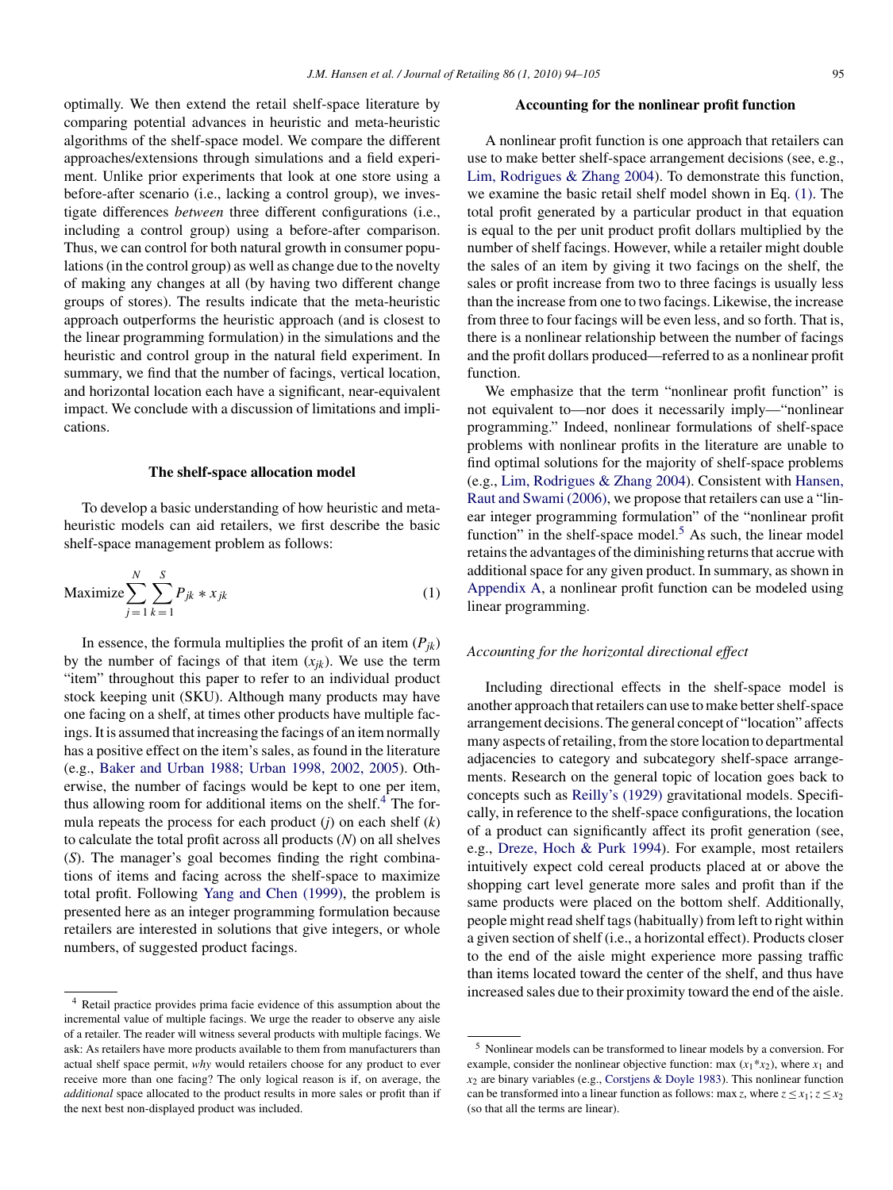optimally. We then extend the retail shelf-space literature by comparing potential advances in heuristic and meta-heuristic algorithms of the shelf-space model. We compare the different approaches/extensions through simulations and a field experiment. Unlike prior experiments that look at one store using a before-after scenario (i.e., lacking a control group), we investigate differences *between* three different configurations (i.e., including a control group) using a before-after comparison. Thus, we can control for both natural growth in consumer populations (in the control group) as well as change due to the novelty of making any changes at all (by having two different change groups of stores). The results indicate that the meta-heuristic approach outperforms the heuristic approach (and is closest to the linear programming formulation) in the simulations and the heuristic and control group in the natural field experiment. In summary, we find that the number of facings, vertical location, and horizontal location each have a significant, near-equivalent impact. We conclude with a discussion of limitations and implications.

## The shelf-space allocation model

To develop a basic understanding of how heuristic and meta-heuristic models can aid retailers, we first describe the basic shelf-space management problem as follows:

$$\text{Maximize} \sum_{j=1}^{N} \sum_{k=1}^{S} P_{jk} * x_{jk} \tag{1}$$

In essence, the formula multiplies the profit of an item ($P_{jk}$) by the number of facings of that item ($x_{jk}$). We use the term "item" throughout this paper to refer to an individual product stock keeping unit (SKU). Although many products may have one facing on a shelf, at times other products have multiple facings. It is assumed that increasing the facings of an item normally has a positive effect on the item's sales, as found in the literature (e.g., Baker and Urban 1988; Urban 1998, 2002, 2005). Otherwise, the number of facings would be kept to one per item, thus allowing room for additional items on the shelf.[4] The formula repeats the process for each product ($j$) on each shelf ($k$) to calculate the total profit across all products ($N$) on all shelves ($S$). The manager's goal becomes finding the right combinations of items and facing across the shelf-space to maximize total profit. Following Yang and Chen (1999), the problem is presented here as an integer programming formulation because retailers are interested in solutions that give integers, or whole numbers, of suggested product facings.

## Accounting for the nonlinear profit function

A nonlinear profit function is one approach that retailers can use to make better shelf-space arrangement decisions (see, e.g., Lim, Rodrigues & Zhang 2004). To demonstrate this function, we examine the basic retail shelf model shown in Eq. (1). The total profit generated by a particular product in that equation is equal to the per unit product profit dollars multiplied by the number of shelf facings. However, while a retailer might double the sales of an item by giving it two facings on the shelf, the sales or profit increase from two to three facings is usually less than the increase from one to two facings. Likewise, the increase from three to four facings will be even less, and so forth. That is, there is a nonlinear relationship between the number of facings and the profit dollars produced—referred to as a nonlinear profit function.

We emphasize that the term "nonlinear profit function" is not equivalent to—nor does it necessarily imply—"nonlinear programming." Indeed, nonlinear formulations of shelf-space problems with nonlinear profits in the literature are unable to find optimal solutions for the majority of shelf-space problems (e.g., Lim, Rodrigues & Zhang 2004). Consistent with Hansen, Raut and Swami (2006), we propose that retailers can use a "linear integer programming formulation" of the "nonlinear profit function" in the shelf-space model.[5] As such, the linear model retains the advantages of the diminishing returns that accrue with additional space for any given product. In summary, as shown in Appendix A, a nonlinear profit function can be modeled using linear programming.

### *Accounting for the horizontal directional effect*

Including directional effects in the shelf-space model is another approach that retailers can use to make better shelf-space arrangement decisions. The general concept of "location" affects many aspects of retailing, from the store location to departmental adjacencies to category and subcategory shelf-space arrangements. Research on the general topic of location goes back to concepts such as Reilly's (1929) gravitational models. Specifically, in reference to the shelf-space configurations, the location of a product can significantly affect its profit generation (see, e.g., Dreze, Hoch & Purk 1994). For example, most retailers intuitively expect cold cereal products placed at or above the shopping cart level generate more sales and profit than if the same products were placed on the bottom shelf. Additionally, people might read shelf tags (habitually) from left to right within a given section of shelf (i.e., a horizontal effect). Products closer to the end of the aisle might experience more passing traffic than items located toward the center of the shelf, and thus have increased sales due to their proximity toward the end of the aisle.

---

[4] Retail practice provides prima facie evidence of this assumption about the incremental value of multiple facings. We urge the reader to observe any aisle of a retailer. The reader will witness several products with multiple facings. We ask: As retailers have more products available to them from manufacturers than actual shelf space permit, *why* would retailers choose for any product to ever receive more than one facing? The only logical reason is if, on average, the *additional* space allocated to the product results in more sales or profit than if the next best non-displayed product was included.

[5] Nonlinear models can be transformed to linear models by a conversion. For example, consider the nonlinear objective function: max $(x_1 * x_2)$, where $x_1$ and $x_2$ are binary variables (e.g., Corstjens & Doyle 1983). This nonlinear function can be transformed into a linear function as follows: max $z$, where $z \le x_1$; $z \le x_2$ (so that all the terms are linear).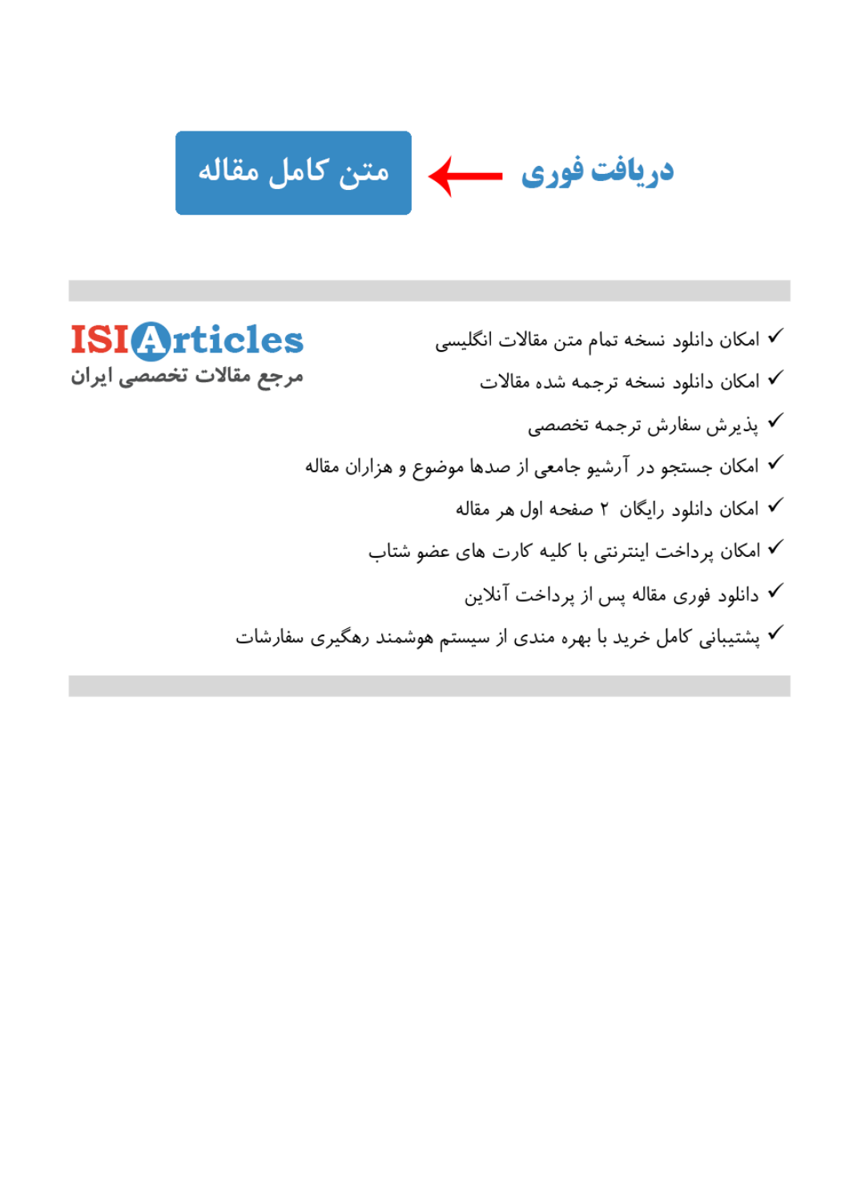دریافت فوری ← متن کامل مقاله

**ISIArticles**
مرجع مقالات تخصصی ایران

- ✓ امکان دانلود نسخه تمام متن مقالات انگلیسی
- ✓ امکان دانلود نسخه ترجمه شده مقالات
- ✓ پذیرش سفارش ترجمه تخصصی
- ✓ امکان جستجو در آرشیو جامعی از صدها موضوع و هزاران مقاله
- ✓ امکان دانلود رایگان ۲ صفحه اول هر مقاله
- ✓ امکان پرداخت اینترنتی با کلیه کارت های عضو شتاب
- ✓ دانلود فوری مقاله پس از پرداخت آنلاین
- ✓ پشتیبانی کامل خرید با بهره مندی از سیستم هوشمند رهگیری سفارشات